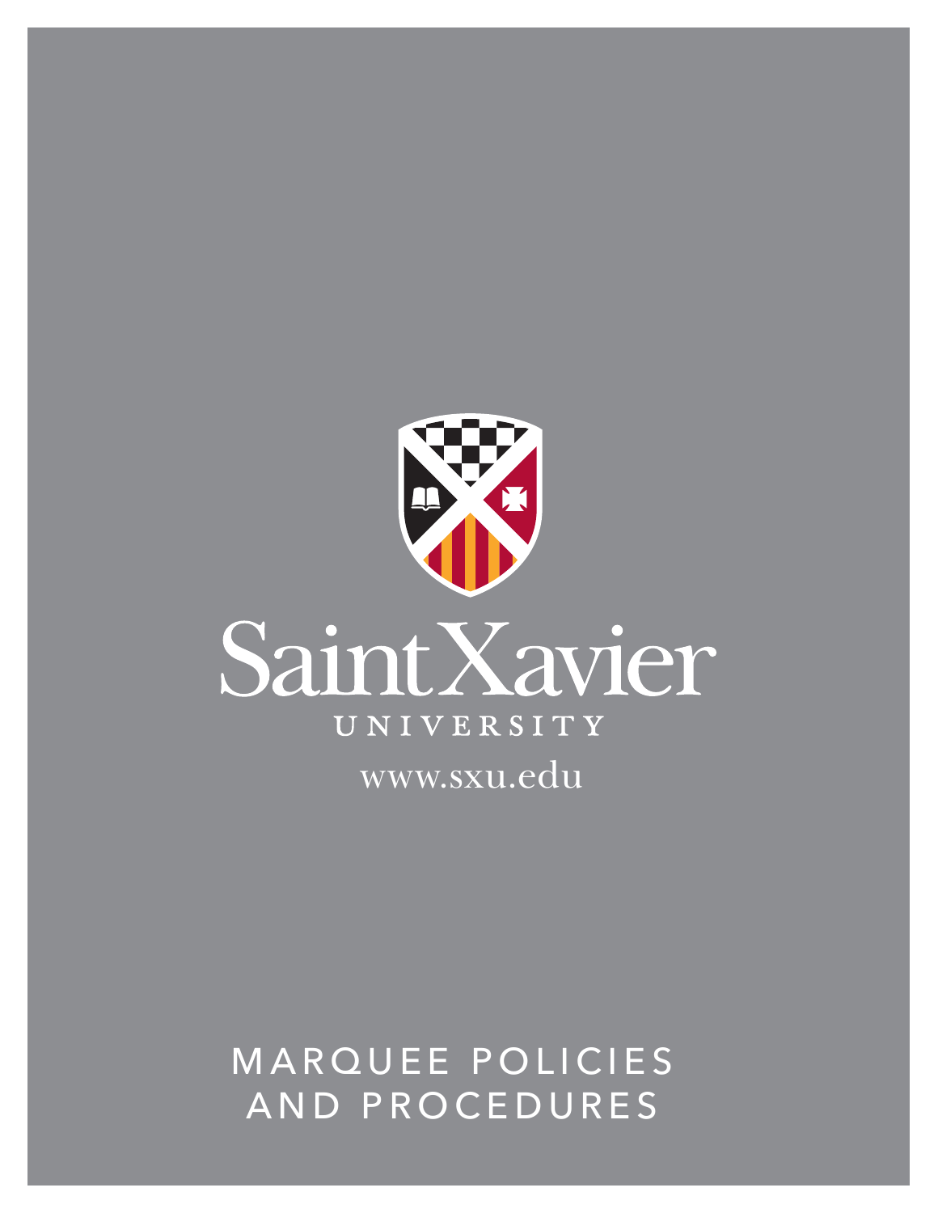Saint Xavier

UNIVERSITY

www.sxu.edu

# MARQUEE POLICIES AND PROCEDURES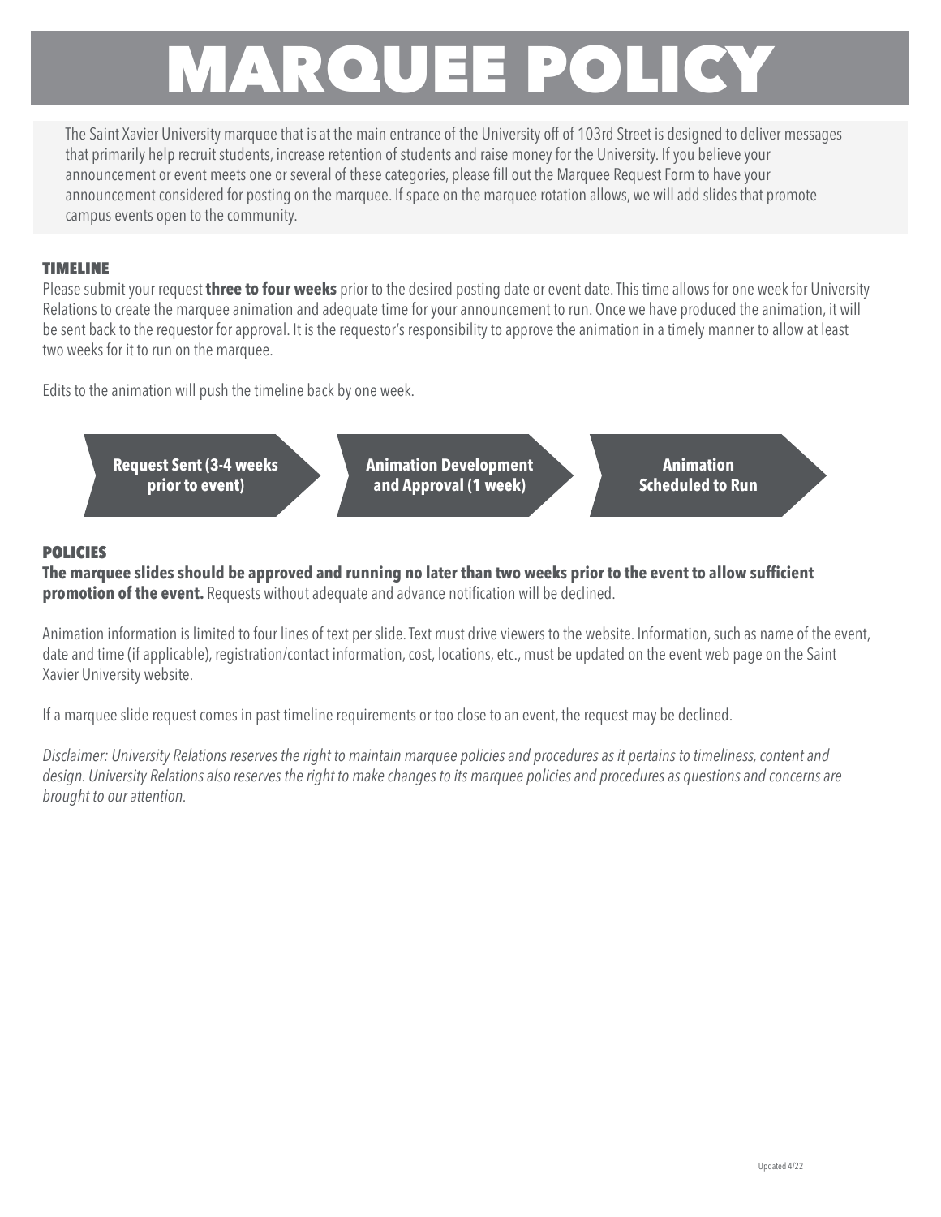# MARQUEE POLICY

The Saint Xavier University marquee that is at the main entrance of the University off of 103rd Street is designed to deliver messages that primarily help recruit students, increase retention of students and raise money for the University. If you believe your announcement or event meets one or several of these categories, please fill out the Marquee Request Form to have your announcement considered for posting on the marquee. If space on the marquee rotation allows, we will add slides that promote campus events open to the community.

## TIMELINE

Please submit your request **three to four weeks** prior to the desired posting date or event date. This time allows for one week for University Relations to create the marquee animation and adequate time for your announcement to run. Once we have produced the animation, it will be sent back to the requestor for approval. It is the requestor's responsibility to approve the animation in a timely manner to allow at least two weeks for it to run on the marquee.

Edits to the animation will push the timeline back by one week.

**Request Sent (3-4 weeks prior to event)** → **Animation Development and Approval (1 week)** → **Animation Scheduled to Run**

## POLICIES

**The marquee slides should be approved and running no later than two weeks prior to the event to allow sufficient promotion of the event.** Requests without adequate and advance notification will be declined.

Animation information is limited to four lines of text per slide. Text must drive viewers to the website. Information, such as name of the event, date and time (if applicable), registration/contact information, cost, locations, etc., must be updated on the event web page on the Saint Xavier University website.

If a marquee slide request comes in past timeline requirements or too close to an event, the request may be declined.

*Disclaimer: University Relations reserves the right to maintain marquee policies and procedures as it pertains to timeliness, content and design. University Relations also reserves the right to make changes to its marquee policies and procedures as questions and concerns are brought to our attention.*

Updated 4/22